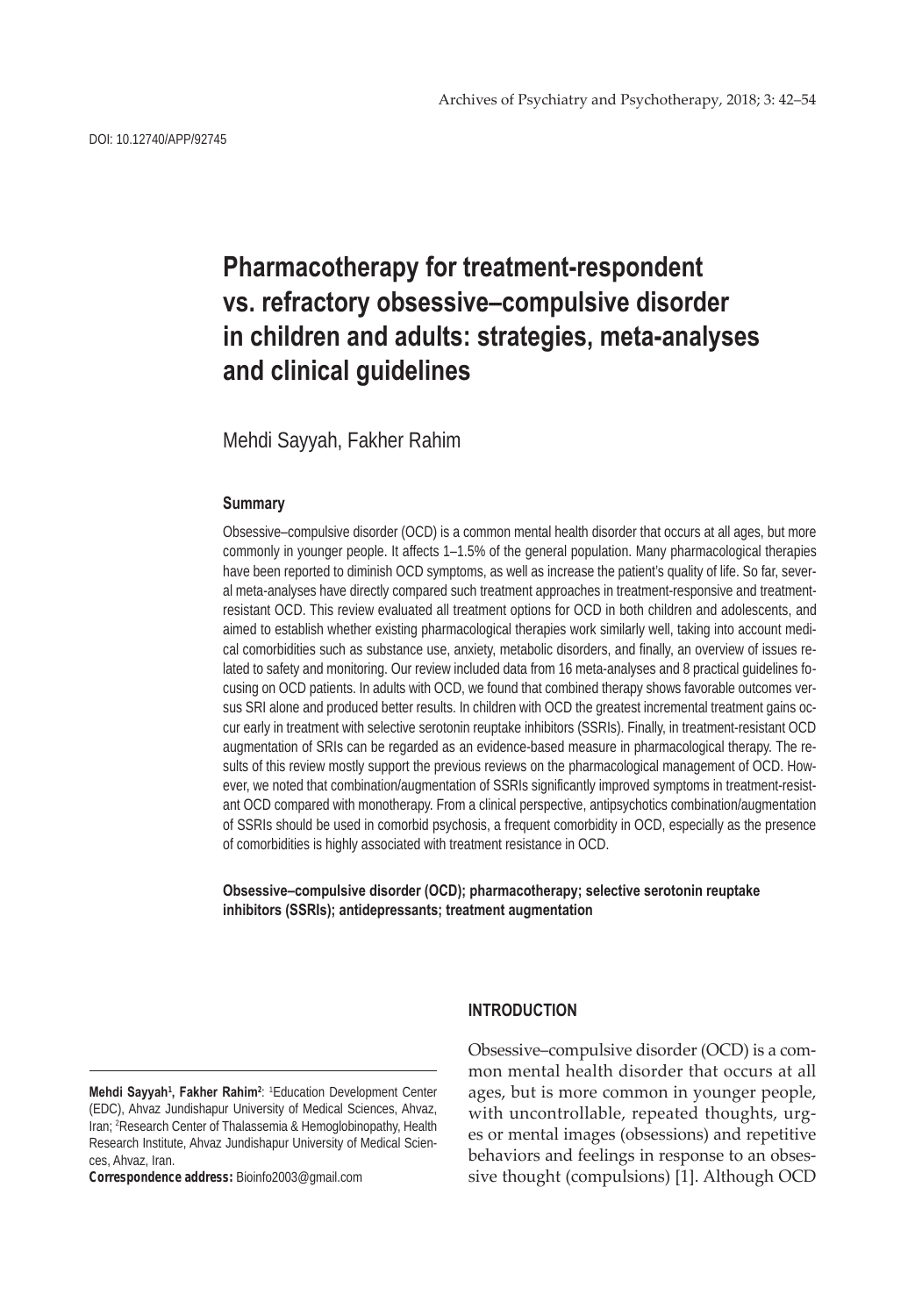DOI: 10.12740/APP/92745

# Pharmacotherapy for treatment-respondent vs. refractory obsessive–compulsive disorder in children and adults: strategies, meta-analyses and clinical guidelines

Mehdi Sayyah, Fakher Rahim

### Summary

Obsessive–compulsive disorder (OCD) is a common mental health disorder that occurs at all ages, but more commonly in younger people. It affects 1–1.5% of the general population. Many pharmacological therapies have been reported to diminish OCD symptoms, as well as increase the patient's quality of life. So far, several meta-analyses have directly compared such treatment approaches in treatment-responsive and treatment-resistant OCD. This review evaluated all treatment options for OCD in both children and adolescents, and aimed to establish whether existing pharmacological therapies work similarly well, taking into account medical comorbidities such as substance use, anxiety, metabolic disorders, and finally, an overview of issues related to safety and monitoring. Our review included data from 16 meta-analyses and 8 practical guidelines focusing on OCD patients. In adults with OCD, we found that combined therapy shows favorable outcomes versus SRI alone and produced better results. In children with OCD the greatest incremental treatment gains occur early in treatment with selective serotonin reuptake inhibitors (SSRIs). Finally, in treatment-resistant OCD augmentation of SRIs can be regarded as an evidence-based measure in pharmacological therapy. The results of this review mostly support the previous reviews on the pharmacological management of OCD. However, we noted that combination/augmentation of SSRIs significantly improved symptoms in treatment-resistant OCD compared with monotherapy. From a clinical perspective, antipsychotics combination/augmentation of SSRIs should be used in comorbid psychosis, a frequent comorbidity in OCD, especially as the presence of comorbidities is highly associated with treatment resistance in OCD.

**Obsessive–compulsive disorder (OCD); pharmacotherapy; selective serotonin reuptake inhibitors (SSRIs); antidepressants; treatment augmentation**

## INTRODUCTION

Obsessive–compulsive disorder (OCD) is a common mental health disorder that occurs at all ages, but is more common in younger people, with uncontrollable, repeated thoughts, urges or mental images (obsessions) and repetitive behaviors and feelings in response to an obsessive thought (compulsions) [1]. Although OCD

---

**Mehdi Sayyah[1], Fakher Rahim[2]**: [1]Education Development Center (EDC), Ahvaz Jundishapur University of Medical Sciences, Ahvaz, Iran; [2]Research Center of Thalassemia & Hemoglobinopathy, Health Research Institute, Ahvaz Jundishapur University of Medical Sciences, Ahvaz, Iran.

**Correspondence address:** Bioinfo2003@gmail.com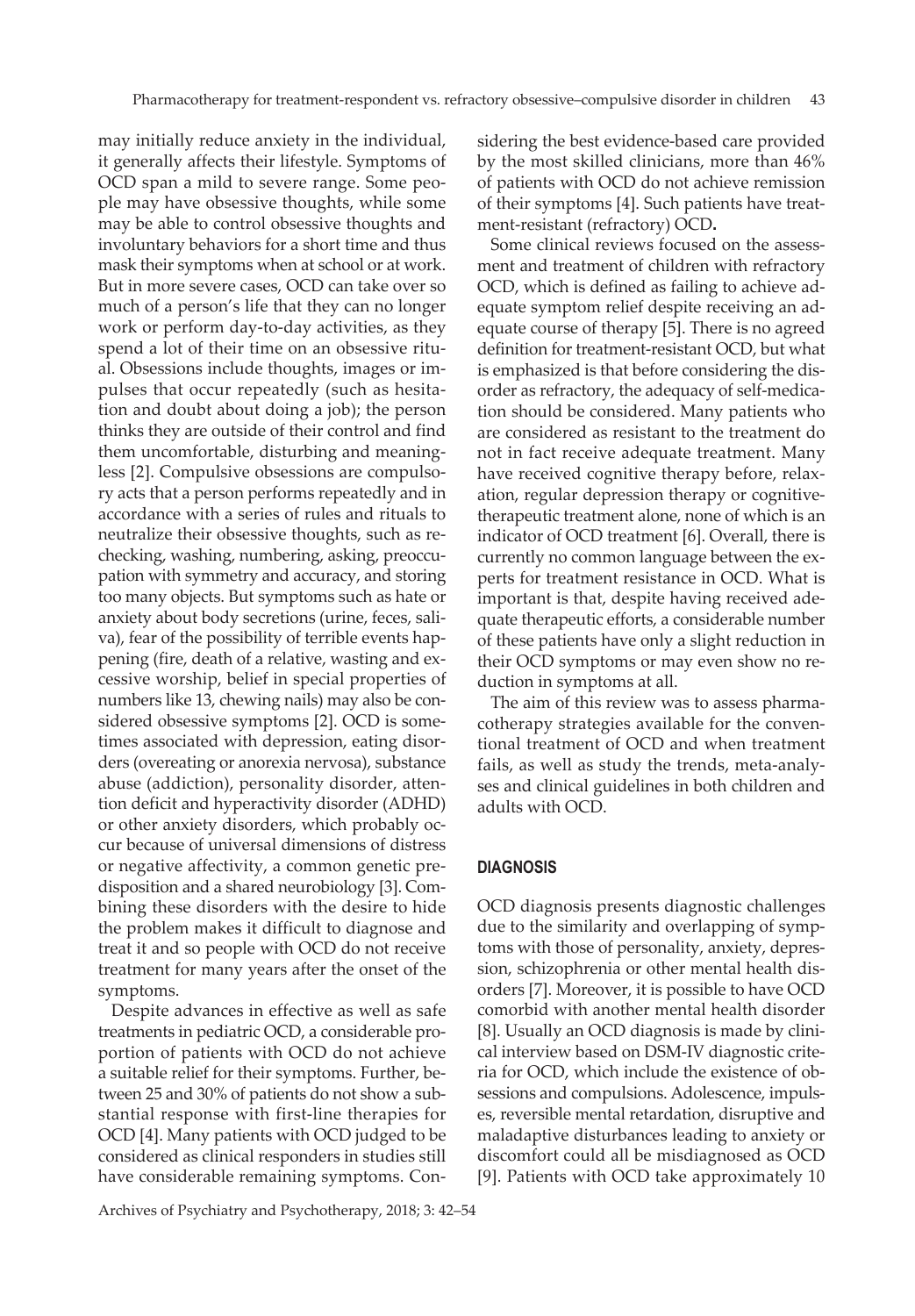may initially reduce anxiety in the individual, it generally affects their lifestyle. Symptoms of OCD span a mild to severe range. Some people may have obsessive thoughts, while some may be able to control obsessive thoughts and involuntary behaviors for a short time and thus mask their symptoms when at school or at work. But in more severe cases, OCD can take over so much of a person's life that they can no longer work or perform day-to-day activities, as they spend a lot of their time on an obsessive ritual. Obsessions include thoughts, images or impulses that occur repeatedly (such as hesitation and doubt about doing a job); the person thinks they are outside of their control and find them uncomfortable, disturbing and meaningless [2]. Compulsive obsessions are compulsory acts that a person performs repeatedly and in accordance with a series of rules and rituals to neutralize their obsessive thoughts, such as rechecking, washing, numbering, asking, preoccupation with symmetry and accuracy, and storing too many objects. But symptoms such as hate or anxiety about body secretions (urine, feces, saliva), fear of the possibility of terrible events happening (fire, death of a relative, wasting and excessive worship, belief in special properties of numbers like 13, chewing nails) may also be considered obsessive symptoms [2]. OCD is sometimes associated with depression, eating disorders (overeating or anorexia nervosa), substance abuse (addiction), personality disorder, attention deficit and hyperactivity disorder (ADHD) or other anxiety disorders, which probably occur because of universal dimensions of distress or negative affectivity, a common genetic predisposition and a shared neurobiology [3]. Combining these disorders with the desire to hide the problem makes it difficult to diagnose and treat it and so people with OCD do not receive treatment for many years after the onset of the symptoms.

Despite advances in effective as well as safe treatments in pediatric OCD, a considerable proportion of patients with OCD do not achieve a suitable relief for their symptoms. Further, between 25 and 30% of patients do not show a substantial response with first-line therapies for OCD [4]. Many patients with OCD judged to be considered as clinical responders in studies still have considerable remaining symptoms. Considering the best evidence-based care provided by the most skilled clinicians, more than 46% of patients with OCD do not achieve remission of their symptoms [4]. Such patients have treatment-resistant (refractory) OCD**.**

Some clinical reviews focused on the assessment and treatment of children with refractory OCD, which is defined as failing to achieve adequate symptom relief despite receiving an adequate course of therapy [5]. There is no agreed definition for treatment-resistant OCD, but what is emphasized is that before considering the disorder as refractory, the adequacy of self-medication should be considered. Many patients who are considered as resistant to the treatment do not in fact receive adequate treatment. Many have received cognitive therapy before, relaxation, regular depression therapy or cognitive-therapeutic treatment alone, none of which is an indicator of OCD treatment [6]. Overall, there is currently no common language between the experts for treatment resistance in OCD. What is important is that, despite having received adequate therapeutic efforts, a considerable number of these patients have only a slight reduction in their OCD symptoms or may even show no reduction in symptoms at all.

The aim of this review was to assess pharmacotherapy strategies available for the conventional treatment of OCD and when treatment fails, as well as study the trends, meta-analyses and clinical guidelines in both children and adults with OCD.

## DIAGNOSIS

OCD diagnosis presents diagnostic challenges due to the similarity and overlapping of symptoms with those of personality, anxiety, depression, schizophrenia or other mental health disorders [7]. Moreover, it is possible to have OCD comorbid with another mental health disorder [8]. Usually an OCD diagnosis is made by clinical interview based on DSM-IV diagnostic criteria for OCD, which include the existence of obsessions and compulsions. Adolescence, impulses, reversible mental retardation, disruptive and maladaptive disturbances leading to anxiety or discomfort could all be misdiagnosed as OCD [9]. Patients with OCD take approximately 10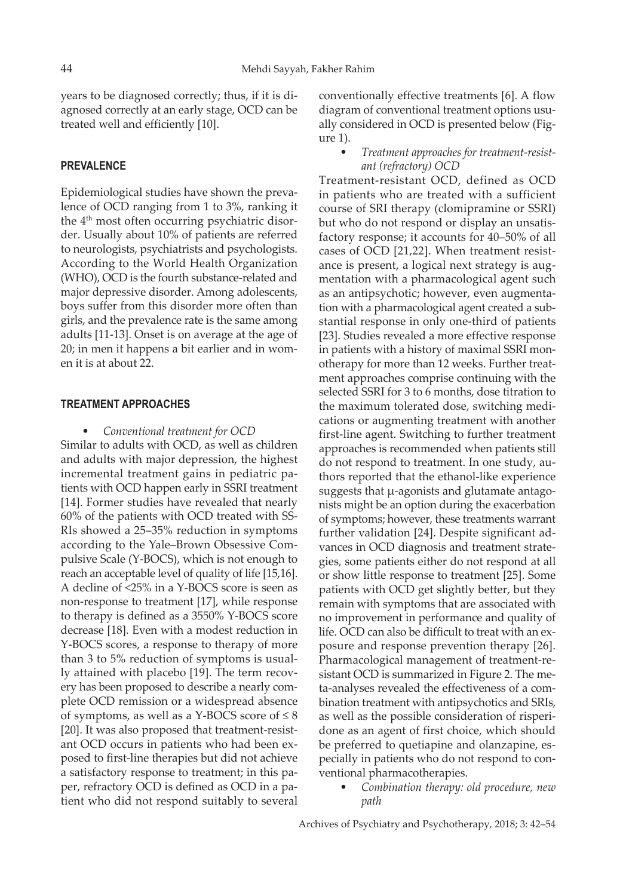years to be diagnosed correctly; thus, if it is diagnosed correctly at an early stage, OCD can be treated well and efficiently [10].

## PREVALENCE

Epidemiological studies have shown the prevalence of OCD ranging from 1 to 3%, ranking it the 4th most often occurring psychiatric disorder. Usually about 10% of patients are referred to neurologists, psychiatrists and psychologists. According to the World Health Organization (WHO), OCD is the fourth substance-related and major depressive disorder. Among adolescents, boys suffer from this disorder more often than girls, and the prevalence rate is the same among adults [11-13]. Onset is on average at the age of 20; in men it happens a bit earlier and in women it is at about 22.

## TREATMENT APPROACHES

- *Conventional treatment for OCD*

Similar to adults with OCD, as well as children and adults with major depression, the highest incremental treatment gains in pediatric patients with OCD happen early in SSRI treatment [14]. Former studies have revealed that nearly 60% of the patients with OCD treated with SSRIs showed a 25–35% reduction in symptoms according to the Yale–Brown Obsessive Compulsive Scale (Y-BOCS), which is not enough to reach an acceptable level of quality of life [15,16]. A decline of <25% in a Y-BOCS score is seen as non-response to treatment [17], while response to therapy is defined as a 3550% Y-BOCS score decrease [18]. Even with a modest reduction in Y-BOCS scores, a response to therapy of more than 3 to 5% reduction of symptoms is usually attained with placebo [19]. The term recovery has been proposed to describe a nearly complete OCD remission or a widespread absence of symptoms, as well as a Y-BOCS score of ≤ 8 [20]. It was also proposed that treatment-resistant OCD occurs in patients who had been exposed to first-line therapies but did not achieve a satisfactory response to treatment; in this paper, refractory OCD is defined as OCD in a patient who did not respond suitably to several conventionally effective treatments [6]. A flow diagram of conventional treatment options usually considered in OCD is presented below (Figure 1).

- *Treatment approaches for treatment-resistant (refractory) OCD*

Treatment-resistant OCD, defined as OCD in patients who are treated with a sufficient course of SRI therapy (clomipramine or SSRI) but who do not respond or display an unsatisfactory response; it accounts for 40–50% of all cases of OCD [21,22]. When treatment resistance is present, a logical next strategy is augmentation with a pharmacological agent such as an antipsychotic; however, even augmentation with a pharmacological agent created a substantial response in only one-third of patients [23]. Studies revealed a more effective response in patients with a history of maximal SSRI monotherapy for more than 12 weeks. Further treatment approaches comprise continuing with the selected SSRI for 3 to 6 months, dose titration to the maximum tolerated dose, switching medications or augmenting treatment with another first-line agent. Switching to further treatment approaches is recommended when patients still do not respond to treatment. In one study, authors reported that the ethanol-like experience suggests that μ-agonists and glutamate antagonists might be an option during the exacerbation of symptoms; however, these treatments warrant further validation [24]. Despite significant advances in OCD diagnosis and treatment strategies, some patients either do not respond at all or show little response to treatment [25]. Some patients with OCD get slightly better, but they remain with symptoms that are associated with no improvement in performance and quality of life. OCD can also be difficult to treat with an exposure and response prevention therapy [26]. Pharmacological management of treatment-resistant OCD is summarized in Figure 2. The meta-analyses revealed the effectiveness of a combination treatment with antipsychotics and SRIs, as well as the possible consideration of risperidone as an agent of first choice, which should be preferred to quetiapine and olanzapine, especially in patients who do not respond to conventional pharmacotherapies.

- *Combination therapy: old procedure, new path*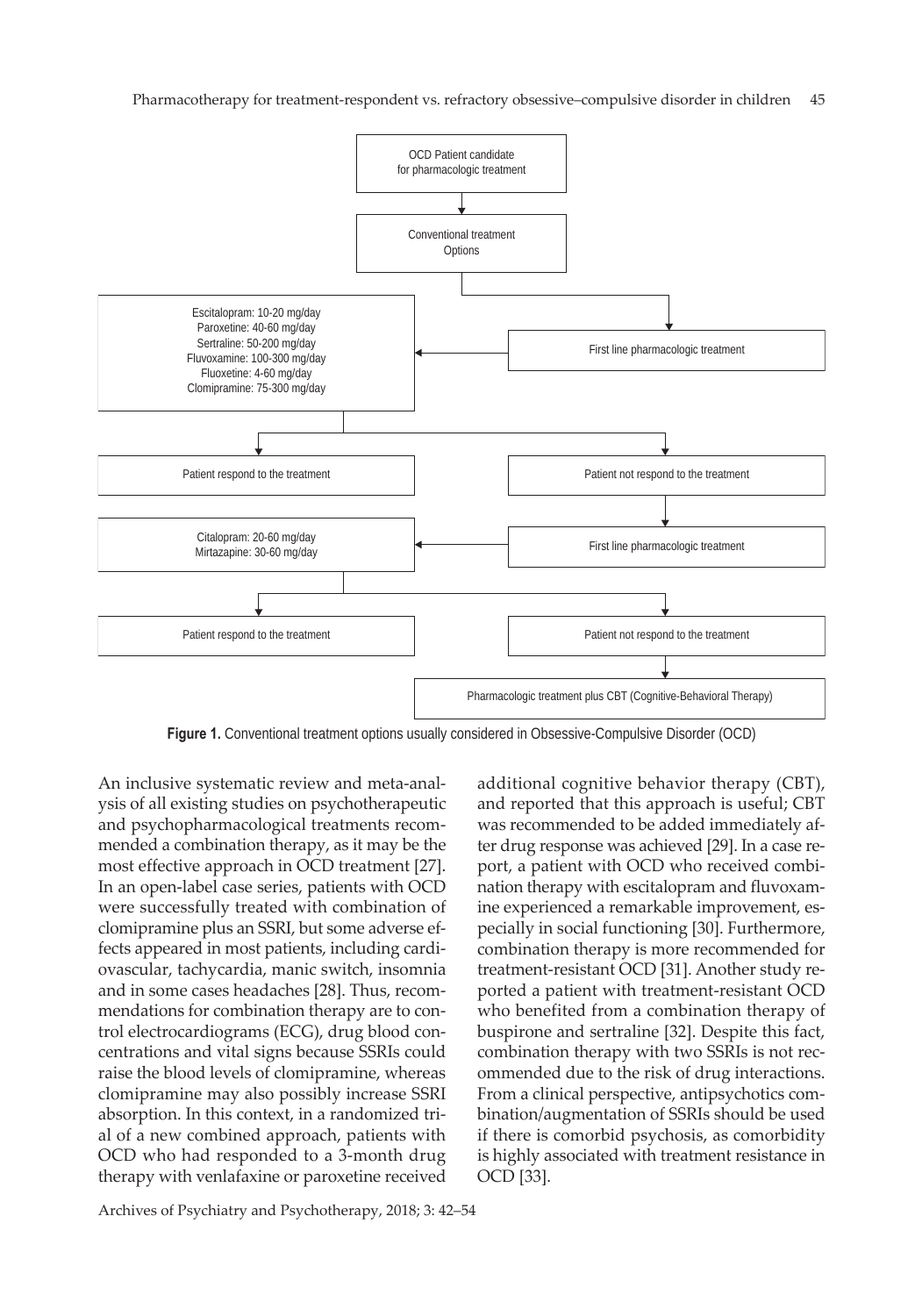OCD Patient candidate for pharmacologic treatment

↓

Conventional treatment Options

→ First line pharmacologic treatment

- Escitalopram: 10-20 mg/day
- Paroxetine: 40-60 mg/day
- Sertraline: 50-200 mg/day
- Fluvoxamine: 100-300 mg/day
- Fluoxetine: 4-60 mg/day
- Clomipramine: 75-300 mg/day

→ Patient respond to the treatment

→ Patient not respond to the treatment

→ First line pharmacologic treatment

- Citalopram: 20-60 mg/day
- Mirtazapine: 30-60 mg/day

→ Patient respond to the treatment

→ Patient not respond to the treatment

→ Pharmacologic treatment plus CBT (Cognitive-Behavioral Therapy)

**Figure 1.** Conventional treatment options usually considered in Obsessive-Compulsive Disorder (OCD)

An inclusive systematic review and meta-analysis of all existing studies on psychotherapeutic and psychopharmacological treatments recommended a combination therapy, as it may be the most effective approach in OCD treatment [27]. In an open-label case series, patients with OCD were successfully treated with combination of clomipramine plus an SSRI, but some adverse effects appeared in most patients, including cardiovascular, tachycardia, manic switch, insomnia and in some cases headaches [28]. Thus, recommendations for combination therapy are to control electrocardiograms (ECG), drug blood concentrations and vital signs because SSRIs could raise the blood levels of clomipramine, whereas clomipramine may also possibly increase SSRI absorption. In this context, in a randomized trial of a new combined approach, patients with OCD who had responded to a 3-month drug therapy with venlafaxine or paroxetine received additional cognitive behavior therapy (CBT), and reported that this approach is useful; CBT was recommended to be added immediately after drug response was achieved [29]. In a case report, a patient with OCD who received combination therapy with escitalopram and fluvoxamine experienced a remarkable improvement, especially in social functioning [30]. Furthermore, combination therapy is more recommended for treatment-resistant OCD [31]. Another study reported a patient with treatment-resistant OCD who benefited from a combination therapy of buspirone and sertraline [32]. Despite this fact, combination therapy with two SSRIs is not recommended due to the risk of drug interactions. From a clinical perspective, antipsychotics combination/augmentation of SSRIs should be used if there is comorbid psychosis, as comorbidity is highly associated with treatment resistance in OCD [33].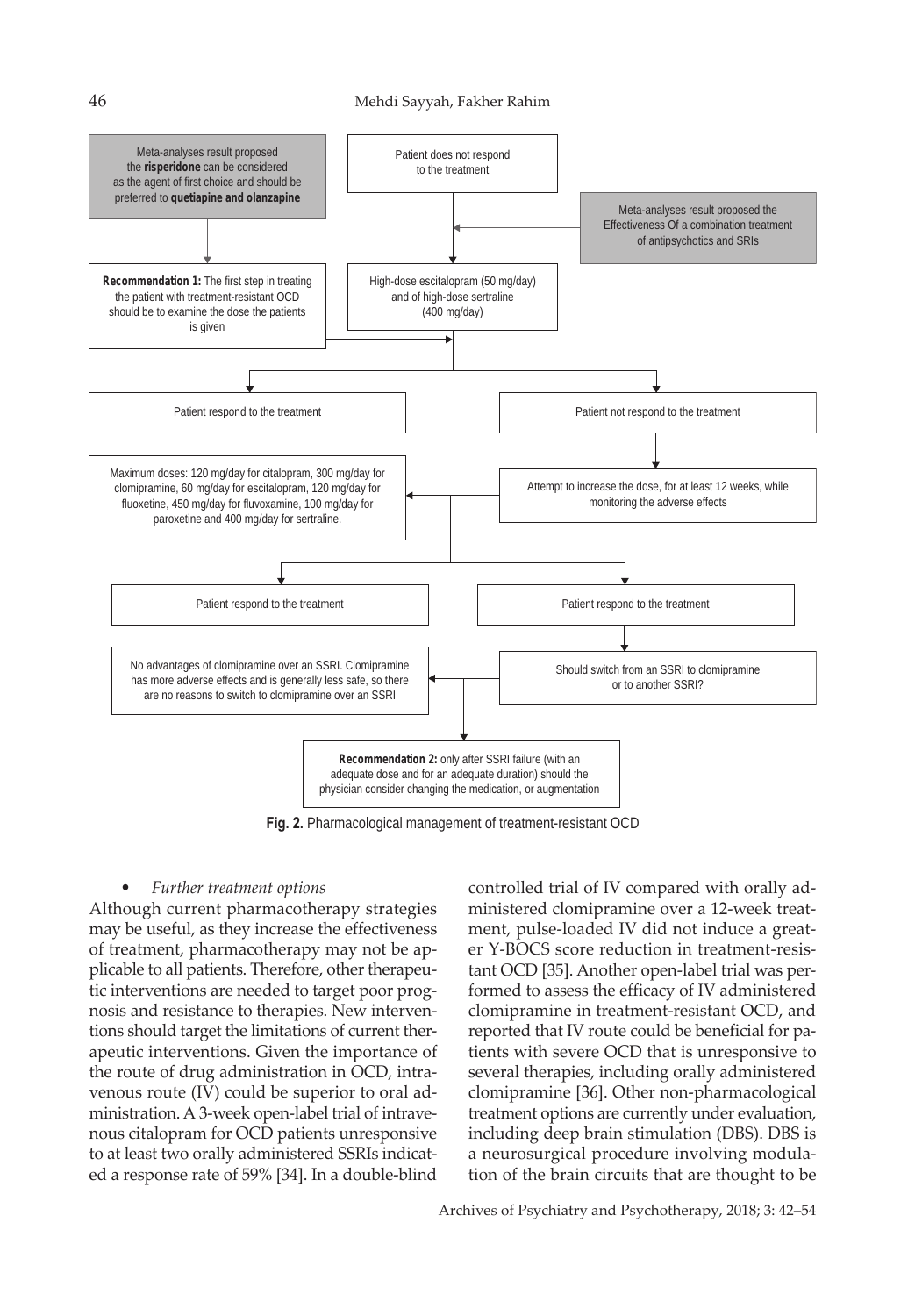Meta-analyses result proposed the **risperidone** can be considered as the agent of first choice and should be preferred to **quetiapine and olanzapine**

Patient does not respond to the treatment

Meta-analyses result proposed the Effectiveness Of a combination treatment of antipsychotics and SRIs

**Recommendation 1:** The first step in treating the patient with treatment-resistant OCD should be to examine the dose the patients is given

High-dose escitalopram (50 mg/day) and of high-dose sertraline (400 mg/day)

Patient respond to the treatment

Patient not respond to the treatment

Maximum doses: 120 mg/day for citalopram, 300 mg/day for clomipramine, 60 mg/day for escitalopram, 120 mg/day for fluoxetine, 450 mg/day for fluvoxamine, 100 mg/day for paroxetine and 400 mg/day for sertraline.

Attempt to increase the dose, for at least 12 weeks, while monitoring the adverse effects

Patient respond to the treatment

Patient respond to the treatment

No advantages of clomipramine over an SSRI. Clomipramine has more adverse effects and is generally less safe, so there are no reasons to switch to clomipramine over an SSRI

Should switch from an SSRI to clomipramine or to another SSRI?

**Recommendation 2:** only after SSRI failure (with an adequate dose and for an adequate duration) should the physician consider changing the medication, or augmentation

**Fig. 2.** Pharmacological management of treatment-resistant OCD

- *Further treatment options*

Although current pharmacotherapy strategies may be useful, as they increase the effectiveness of treatment, pharmacotherapy may not be applicable to all patients. Therefore, other therapeutic interventions are needed to target poor prognosis and resistance to therapies. New interventions should target the limitations of current therapeutic interventions. Given the importance of the route of drug administration in OCD, intravenous route (IV) could be superior to oral administration. A 3-week open-label trial of intravenous citalopram for OCD patients unresponsive to at least two orally administered SSRIs indicated a response rate of 59% [34]. In a double-blind controlled trial of IV compared with orally administered clomipramine over a 12-week treatment, pulse-loaded IV did not induce a greater Y-BOCS score reduction in treatment-resistant OCD [35]. Another open-label trial was performed to assess the efficacy of IV administered clomipramine in treatment-resistant OCD, and reported that IV route could be beneficial for patients with severe OCD that is unresponsive to several therapies, including orally administered clomipramine [36]. Other non-pharmacological treatment options are currently under evaluation, including deep brain stimulation (DBS). DBS is a neurosurgical procedure involving modulation of the brain circuits that are thought to be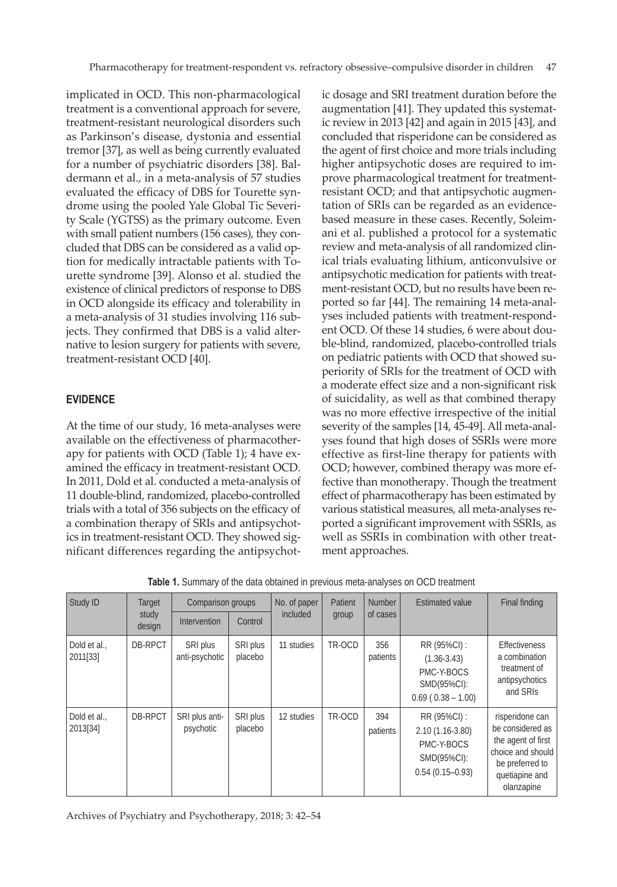implicated in OCD. This non-pharmacological treatment is a conventional approach for severe, treatment-resistant neurological disorders such as Parkinson's disease, dystonia and essential tremor [37], as well as being currently evaluated for a number of psychiatric disorders [38]. Baldermann et al., in a meta-analysis of 57 studies evaluated the efficacy of DBS for Tourette syndrome using the pooled Yale Global Tic Severity Scale (YGTSS) as the primary outcome. Even with small patient numbers (156 cases), they concluded that DBS can be considered as a valid option for medically intractable patients with Tourette syndrome [39]. Alonso et al. studied the existence of clinical predictors of response to DBS in OCD alongside its efficacy and tolerability in a meta-analysis of 31 studies involving 116 subjects. They confirmed that DBS is a valid alternative to lesion surgery for patients with severe, treatment-resistant OCD [40].

## EVIDENCE

At the time of our study, 16 meta-analyses were available on the effectiveness of pharmacotherapy for patients with OCD (Table 1); 4 have examined the efficacy in treatment-resistant OCD. In 2011, Dold et al. conducted a meta-analysis of 11 double-blind, randomized, placebo-controlled trials with a total of 356 subjects on the efficacy of a combination therapy of SRIs and antipsychotics in treatment-resistant OCD. They showed significant differences regarding the antipsychotic dosage and SRI treatment duration before the augmentation [41]. They updated this systematic review in 2013 [42] and again in 2015 [43], and concluded that risperidone can be considered as the agent of first choice and more trials including higher antipsychotic doses are required to improve pharmacological treatment for treatment-resistant OCD; and that antipsychotic augmentation of SRIs can be regarded as an evidence-based measure in these cases. Recently, Soleimani et al. published a protocol for a systematic review and meta-analysis of all randomized clinical trials evaluating lithium, anticonvulsive or antipsychotic medication for patients with treatment-resistant OCD, but no results have been reported so far [44]. The remaining 14 meta-analyses included patients with treatment-respondent OCD. Of these 14 studies, 6 were about double-blind, randomized, placebo-controlled trials on pediatric patients with OCD that showed superiority of SRIs for the treatment of OCD with a moderate effect size and a non-significant risk of suicidality, as well as that combined therapy was no more effective irrespective of the initial severity of the samples [14, 45-49]. All meta-analyses found that high doses of SSRIs were more effective as first-line therapy for patients with OCD; however, combined therapy was more effective than monotherapy. Though the treatment effect of pharmacotherapy has been estimated by various statistical measures, all meta-analyses reported a significant improvement with SSRIs, as well as SSRIs in combination with other treatment approaches.

**Table 1.** Summary of the data obtained in previous meta-analyses on OCD treatment

| Study ID | Target study design | Comparison groups | | No. of paper included | Patient group | Number of cases | Estimated value | Final finding |
|---|---|---|---|---|---|---|---|---|
| | | Intervention | Control | | | | | |
| Dold et al., 2011[33] | DB-RPCT | SRI plus anti-psychotic | SRI plus placebo | 11 studies | TR-OCD | 356 patients | RR (95%CI) : (1.36-3.43) PMC-Y-BOCS SMD(95%CI): 0.69 ( 0.38 – 1.00) | Effectiveness a combination treatment of antipsychotics and SRIs |
| Dold et al., 2013[34] | DB-RPCT | SRI plus anti-psychotic | SRI plus placebo | 12 studies | TR-OCD | 394 patients | RR (95%CI) : 2.10 (1.16-3.80) PMC-Y-BOCS SMD(95%CI): 0.54 (0.15–0.93) | risperidone can be considered as the agent of first choice and should be preferred to quetiapine and olanzapine |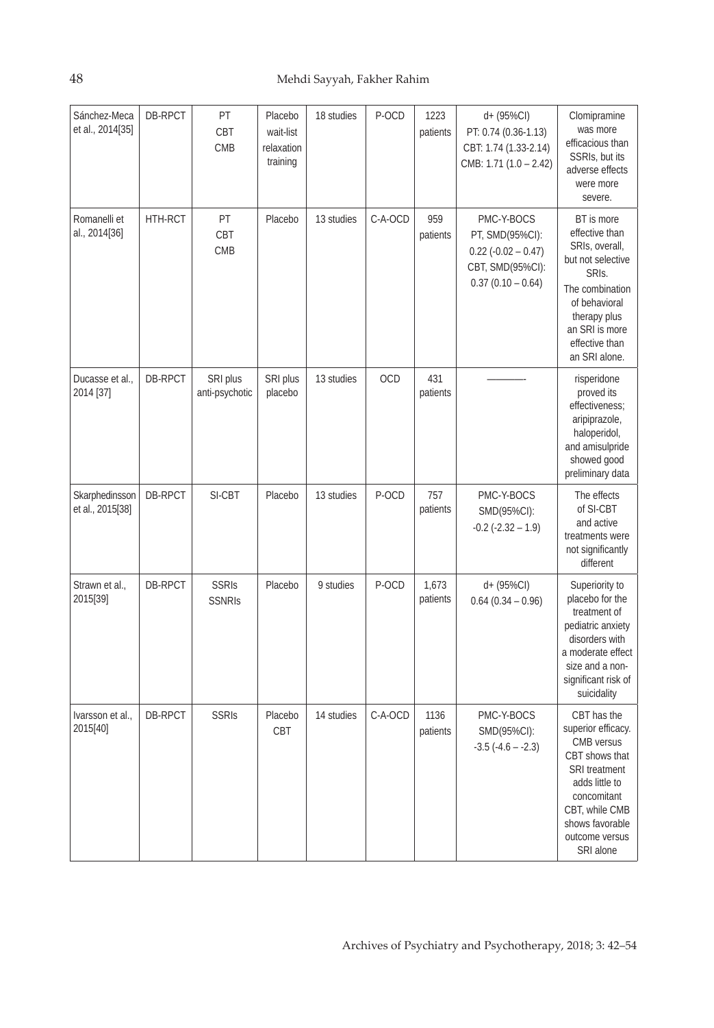| Sánchez-Meca et al., 2014[35] | DB-RPCT | PT<br>CBT<br>CMB | Placebo<br>wait-list<br>relaxation training | 18 studies | P-OCD | 1223 patients | d+ (95%CI)<br>PT: 0.74 (0.36-1.13)<br>CBT: 1.74 (1.33-2.14)<br>CMB: 1.71 (1.0 – 2.42) | Clomipramine was more efficacious than SSRIs, but its adverse effects were more severe. |
|---|---|---|---|---|---|---|---|---|
| Romanelli et al., 2014[36] | HTH-RCT | PT<br>CBT<br>CMB | Placebo | 13 studies | C-A-OCD | 959 patients | PMC-Y-BOCS<br>PT, SMD(95%CI):<br>0.22 (-0.02 – 0.47)<br>CBT, SMD(95%CI):<br>0.37 (0.10 – 0.64) | BT is more effective than SRIs, overall, but not selective SRIs. The combination of behavioral therapy plus an SRI is more effective than an SRI alone. |
| Ducasse et al., 2014 [37] | DB-RPCT | SRI plus anti-psychotic | SRI plus placebo | 13 studies | OCD | 431 patients | ———- | risperidone proved its effectiveness; aripiprazole, haloperidol, and amisulpride showed good preliminary data |
| Skarphedinsson et al., 2015[38] | DB-RPCT | SI-CBT | Placebo | 13 studies | P-OCD | 757 patients | PMC-Y-BOCS<br>SMD(95%CI):<br>-0.2 (-2.32 – 1.9) | The effects of SI-CBT and active treatments were not significantly different |
| Strawn et al., 2015[39] | DB-RPCT | SSRIs<br>SSNRIs | Placebo | 9 studies | P-OCD | 1,673 patients | d+ (95%CI)<br>0.64 (0.34 – 0.96) | Superiority to placebo for the treatment of pediatric anxiety disorders with a moderate effect size and a non-significant risk of suicidality |
| Ivarsson et al., 2015[40] | DB-RPCT | SSRIs | Placebo<br>CBT | 14 studies | C-A-OCD | 1136 patients | PMC-Y-BOCS<br>SMD(95%CI):<br>-3.5 (-4.6 – -2.3) | CBT has the superior efficacy. CMB versus CBT shows that SRI treatment adds little to concomitant CBT, while CMB shows favorable outcome versus SRI alone |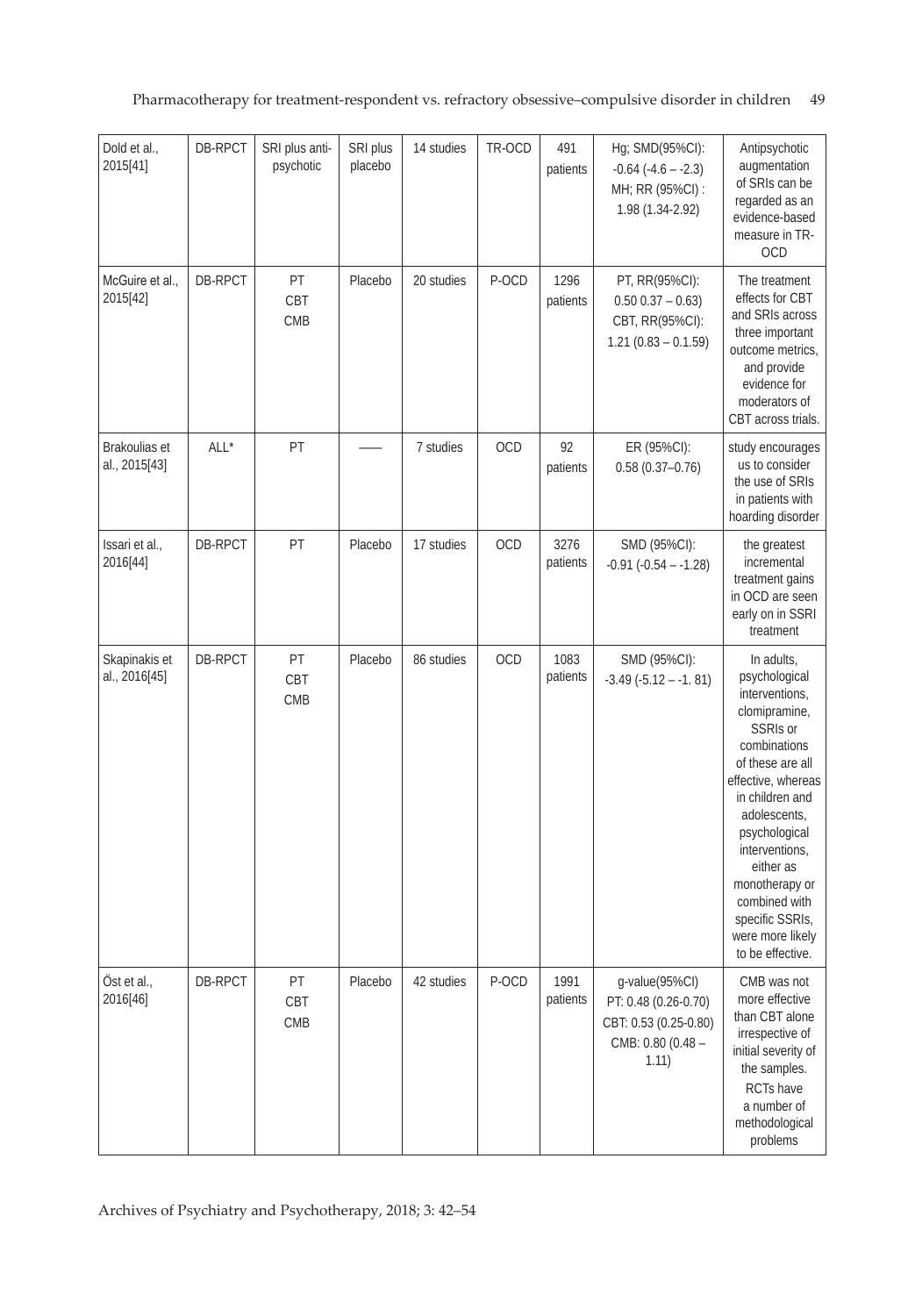| Dold et al., 2015[41] | DB-RPCT | SRI plus anti-psychotic | SRI plus placebo | 14 studies | TR-OCD | 491 patients | Hg; SMD(95%CI): -0.64 (-4.6 – -2.3) MH; RR (95%CI) : 1.98 (1.34-2.92) | Antipsychotic augmentation of SRIs can be regarded as an evidence-based measure in TR-OCD |
|---|---|---|---|---|---|---|---|---|
| McGuire et al., 2015[42] | DB-RPCT | PT CBT CMB | Placebo | 20 studies | P-OCD | 1296 patients | PT, RR(95%CI): 0.50 0.37 – 0.63) CBT, RR(95%CI): 1.21 (0.83 – 0.1.59) | The treatment effects for CBT and SRIs across three important outcome metrics, and provide evidence for moderators of CBT across trials. |
| Brakoulias et al., 2015[43] | ALL* | PT | —— | 7 studies | OCD | 92 patients | ER (95%CI): 0.58 (0.37–0.76) | study encourages us to consider the use of SRIs in patients with hoarding disorder |
| Issari et al., 2016[44] | DB-RPCT | PT | Placebo | 17 studies | OCD | 3276 patients | SMD (95%CI): -0.91 (-0.54 – -1.28) | the greatest incremental treatment gains in OCD are seen early on in SSRI treatment |
| Skapinakis et al., 2016[45] | DB-RPCT | PT CBT CMB | Placebo | 86 studies | OCD | 1083 patients | SMD (95%CI): -3.49 (-5.12 – -1. 81) | In adults, psychological interventions, clomipramine, SSRIs or combinations of these are all effective, whereas in children and adolescents, psychological interventions, either as monotherapy or combined with specific SSRIs, were more likely to be effective. |
| Öst et al., 2016[46] | DB-RPCT | PT CBT CMB | Placebo | 42 studies | P-OCD | 1991 patients | g-value(95%CI) PT: 0.48 (0.26-0.70) CBT: 0.53 (0.25-0.80) CMB: 0.80 (0.48 – 1.11) | CMB was not more effective than CBT alone irrespective of initial severity of the samples. RCTs have a number of methodological problems |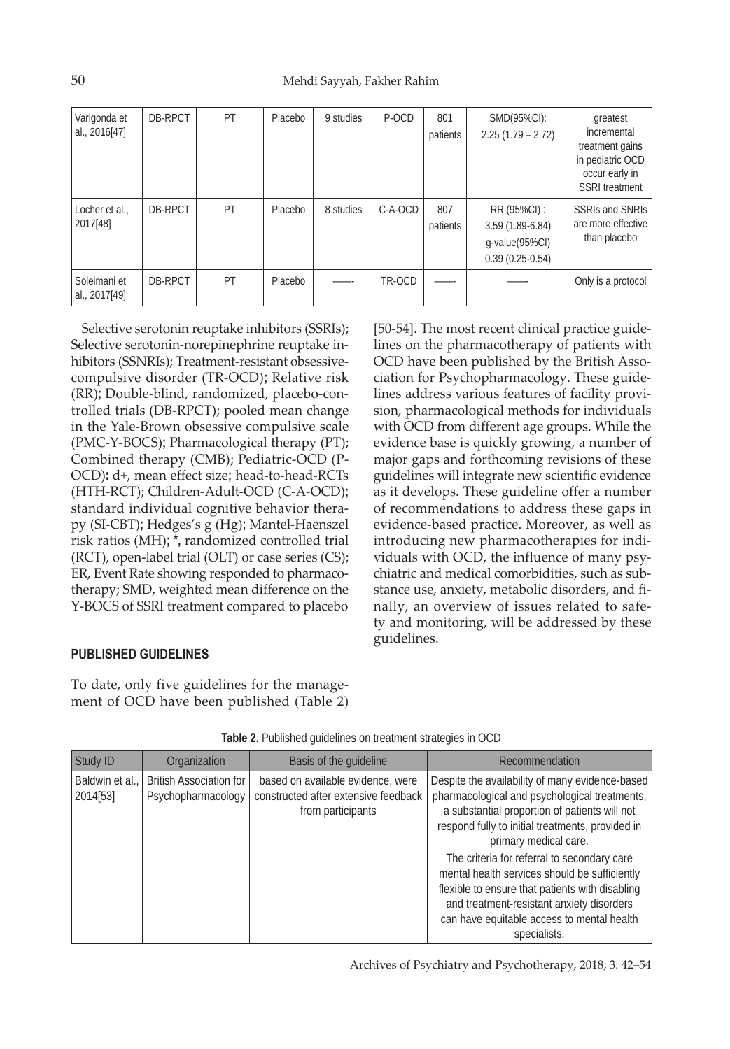| Varigonda et al., 2016[47] | DB-RPCT | PT | Placebo | 9 studies | P-OCD | 801 patients | SMD(95%CI): 2.25 (1.79 – 2.72) | greatest incremental treatment gains in pediatric OCD occur early in SSRI treatment |
|---|---|---|---|---|---|---|---|---|
| Locher et al., 2017[48] | DB-RPCT | PT | Placebo | 8 studies | C-A-OCD | 807 patients | RR (95%CI) : 3.59 (1.89-6.84) g-value(95%CI) 0.39 (0.25-0.54) | SSRIs and SNRIs are more effective than placebo |
| Soleimani et al., 2017[49] | DB-RPCT | PT | Placebo | ——- | TR-OCD | ——- | ——- | Only is a protocol |

Selective serotonin reuptake inhibitors (SSRIs); Selective serotonin-norepinephrine reuptake inhibitors (SSNRIs); Treatment-resistant obsessive-compulsive disorder (TR-OCD); Relative risk (RR); Double-blind, randomized, placebo-controlled trials (DB-RPCT); pooled mean change in the Yale-Brown obsessive compulsive scale (PMC-Y-BOCS); Pharmacological therapy (PT); Combined therapy (CMB); Pediatric-OCD (P-OCD): d+, mean effect size; head-to-head-RCTs (HTH-RCT); Children-Adult-OCD (C-A-OCD); standard individual cognitive behavior therapy (SI-CBT); Hedges's g (Hg); Mantel-Haenszel risk ratios (MH); *, randomized controlled trial (RCT), open-label trial (OLT) or case series (CS); ER, Event Rate showing responded to pharmacotherapy; SMD, weighted mean difference on the Y-BOCS of SSRI treatment compared to placebo

## PUBLISHED GUIDELINES

To date, only five guidelines for the management of OCD have been published (Table 2) [50-54]. The most recent clinical practice guidelines on the pharmacotherapy of patients with OCD have been published by the British Association for Psychopharmacology. These guidelines address various features of facility provision, pharmacological methods for individuals with OCD from different age groups. While the evidence base is quickly growing, a number of major gaps and forthcoming revisions of these guidelines will integrate new scientific evidence as it develops. These guideline offer a number of recommendations to address these gaps in evidence-based practice. Moreover, as well as introducing new pharmacotherapies for individuals with OCD, the influence of many psychiatric and medical comorbidities, such as substance use, anxiety, metabolic disorders, and finally, an overview of issues related to safety and monitoring, will be addressed by these guidelines.

**Table 2.** Published guidelines on treatment strategies in OCD

| Study ID | Organization | Basis of the guideline | Recommendation |
|---|---|---|---|
| Baldwin et al., 2014[53] | British Association for Psychopharmacology | based on available evidence, were constructed after extensive feedback from participants | Despite the availability of many evidence-based pharmacological and psychological treatments, a substantial proportion of patients will not respond fully to initial treatments, provided in primary medical care. The criteria for referral to secondary care mental health services should be sufficiently flexible to ensure that patients with disabling and treatment-resistant anxiety disorders can have equitable access to mental health specialists. |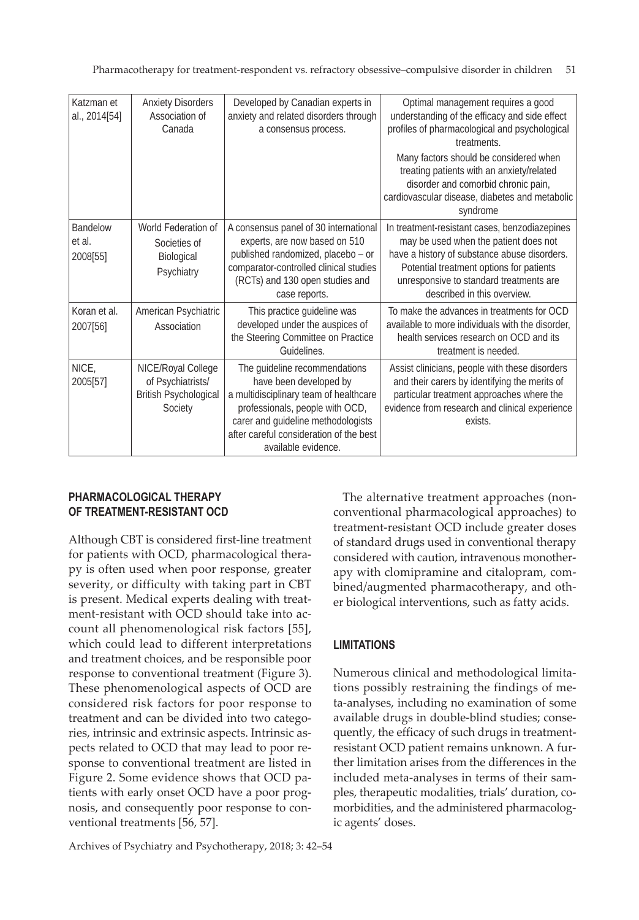| Katzman et al., 2014[54] | Anxiety Disorders Association of Canada | Developed by Canadian experts in anxiety and related disorders through a consensus process. | Optimal management requires a good understanding of the efficacy and side effect profiles of pharmacological and psychological treatments. Many factors should be considered when treating patients with an anxiety/related disorder and comorbid chronic pain, cardiovascular disease, diabetes and metabolic syndrome |
|---|---|---|---|
| Bandelow et al. 2008[55] | World Federation of Societies of Biological Psychiatry | A consensus panel of 30 international experts, are now based on 510 published randomized, placebo – or comparator-controlled clinical studies (RCTs) and 130 open studies and case reports. | In treatment-resistant cases, benzodiazepines may be used when the patient does not have a history of substance abuse disorders. Potential treatment options for patients unresponsive to standard treatments are described in this overview. |
| Koran et al. 2007[56] | American Psychiatric Association | This practice guideline was developed under the auspices of the Steering Committee on Practice Guidelines. | To make the advances in treatments for OCD available to more individuals with the disorder, health services research on OCD and its treatment is needed. |
| NICE, 2005[57] | NICE/Royal College of Psychiatrists/ British Psychological Society | The guideline recommendations have been developed by a multidisciplinary team of healthcare professionals, people with OCD, carer and guideline methodologists after careful consideration of the best available evidence. | Assist clinicians, people with these disorders and their carers by identifying the merits of particular treatment approaches where the evidence from research and clinical experience exists. |

## PHARMACOLOGICAL THERAPY OF TREATMENT-RESISTANT OCD

Although CBT is considered first-line treatment for patients with OCD, pharmacological therapy is often used when poor response, greater severity, or difficulty with taking part in CBT is present. Medical experts dealing with treatment-resistant with OCD should take into account all phenomenological risk factors [55], which could lead to different interpretations and treatment choices, and be responsible poor response to conventional treatment (Figure 3). These phenomenological aspects of OCD are considered risk factors for poor response to treatment and can be divided into two categories, intrinsic and extrinsic aspects. Intrinsic aspects related to OCD that may lead to poor response to conventional treatment are listed in Figure 2. Some evidence shows that OCD patients with early onset OCD have a poor prognosis, and consequently poor response to conventional treatments [56, 57].

The alternative treatment approaches (non-conventional pharmacological approaches) to treatment-resistant OCD include greater doses of standard drugs used in conventional therapy considered with caution, intravenous monotherapy with clomipramine and citalopram, combined/augmented pharmacotherapy, and other biological interventions, such as fatty acids.

## LIMITATIONS

Numerous clinical and methodological limitations possibly restraining the findings of meta-analyses, including no examination of some available drugs in double-blind studies; consequently, the efficacy of such drugs in treatment-resistant OCD patient remains unknown. A further limitation arises from the differences in the included meta-analyses in terms of their samples, therapeutic modalities, trials' duration, comorbidities, and the administered pharmacologic agents' doses.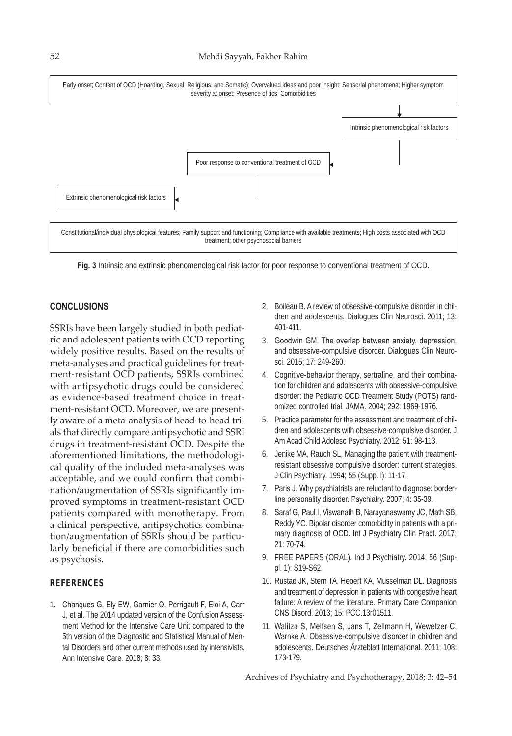Early onset; Content of OCD (Hoarding, Sexual, Religious, and Somatic); Overvalued ideas and poor insight; Sensorial phenomena; Higher symptom severity at onset; Presence of tics; Comorbidities

Intrinsic phenomenological risk factors

Poor response to conventional treatment of OCD

Extrinsic phenomenological risk factors

Constitutional/individual physiological features; Family support and functioning; Compliance with available treatments; High costs associated with OCD treatment; other psychosocial barriers

**Fig. 3** Intrinsic and extrinsic phenomenological risk factor for poor response to conventional treatment of OCD.

## CONCLUSIONS

SSRIs have been largely studied in both pediatric and adolescent patients with OCD reporting widely positive results. Based on the results of meta-analyses and practical guidelines for treatment-resistant OCD patients, SSRIs combined with antipsychotic drugs could be considered as evidence-based treatment choice in treatment-resistant OCD. Moreover, we are presently aware of a meta-analysis of head-to-head trials that directly compare antipsychotic and SSRI drugs in treatment-resistant OCD. Despite the aforementioned limitations, the methodological quality of the included meta-analyses was acceptable, and we could confirm that combination/augmentation of SSRIs significantly improved symptoms in treatment-resistant OCD patients compared with monotherapy. From a clinical perspective, antipsychotics combination/augmentation of SSRIs should be particularly beneficial if there are comorbidities such as psychosis.

## REFERENCES

1. Chanques G, Ely EW, Garnier O, Perrigault F, Eloi A, Carr J, et al. The 2014 updated version of the Confusion Assessment Method for the Intensive Care Unit compared to the 5th version of the Diagnostic and Statistical Manual of Mental Disorders and other current methods used by intensivists. Ann Intensive Care. 2018; 8: 33.
2. Boileau B. A review of obsessive-compulsive disorder in children and adolescents. Dialogues Clin Neurosci. 2011; 13: 401-411.
3. Goodwin GM. The overlap between anxiety, depression, and obsessive-compulsive disorder. Dialogues Clin Neurosci. 2015; 17: 249-260.
4. Cognitive-behavior therapy, sertraline, and their combination for children and adolescents with obsessive-compulsive disorder: the Pediatric OCD Treatment Study (POTS) randomized controlled trial. JAMA. 2004; 292: 1969-1976.
5. Practice parameter for the assessment and treatment of children and adolescents with obsessive-compulsive disorder. J Am Acad Child Adolesc Psychiatry. 2012; 51: 98-113.
6. Jenike MA, Rauch SL. Managing the patient with treatment-resistant obsessive compulsive disorder: current strategies. J Clin Psychiatry. 1994; 55 (Supp. l): 11-17.
7. Paris J. Why psychiatrists are reluctant to diagnose: borderline personality disorder. Psychiatry. 2007; 4: 35-39.
8. Saraf G, Paul I, Viswanath B, Narayanaswamy JC, Math SB, Reddy YC. Bipolar disorder comorbidity in patients with a primary diagnosis of OCD. Int J Psychiatry Clin Pract. 2017; 21: 70-74.
9. FREE PAPERS (ORAL). Ind J Psychiatry. 2014; 56 (Suppl. 1): S19-S62.
10. Rustad JK, Stern TA, Hebert KA, Musselman DL. Diagnosis and treatment of depression in patients with congestive heart failure: A review of the literature. Primary Care Companion CNS Disord. 2013; 15: PCC.13r01511.
11. Walitza S, Melfsen S, Jans T, Zellmann H, Wewetzer C, Warnke A. Obsessive-compulsive disorder in children and adolescents. Deutsches Ärzteblatt International. 2011; 108: 173-179.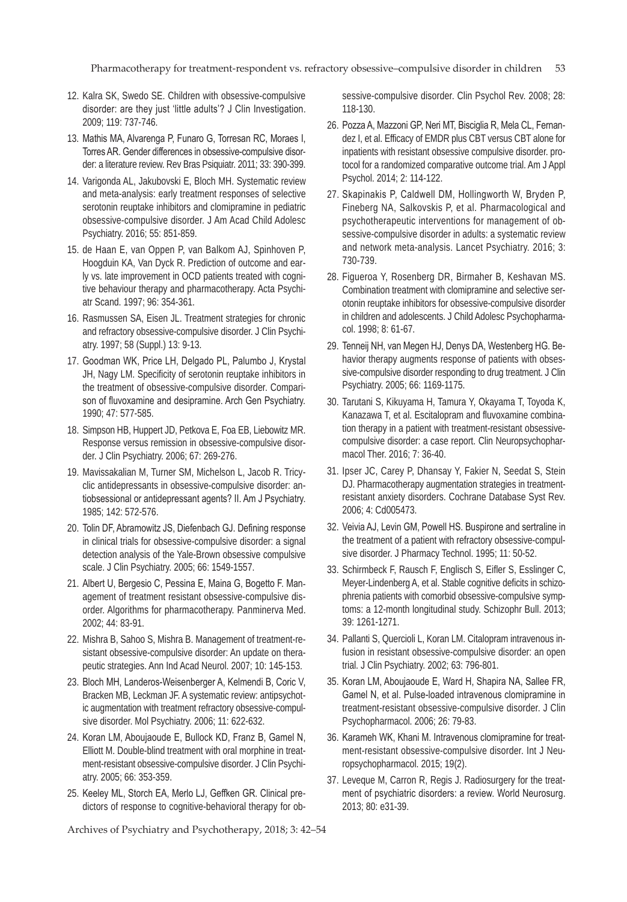12. Kalra SK, Swedo SE. Children with obsessive-compulsive disorder: are they just 'little adults'? J Clin Investigation. 2009; 119: 737-746.
13. Mathis MA, Alvarenga P, Funaro G, Torresan RC, Moraes I, Torres AR. Gender differences in obsessive-compulsive disorder: a literature review. Rev Bras Psiquiatr. 2011; 33: 390-399.
14. Varigonda AL, Jakubovski E, Bloch MH. Systematic review and meta-analysis: early treatment responses of selective serotonin reuptake inhibitors and clomipramine in pediatric obsessive-compulsive disorder. J Am Acad Child Adolesc Psychiatry. 2016; 55: 851-859.
15. de Haan E, van Oppen P, van Balkom AJ, Spinhoven P, Hoogduin KA, Van Dyck R. Prediction of outcome and early vs. late improvement in OCD patients treated with cognitive behaviour therapy and pharmacotherapy. Acta Psychiatr Scand. 1997; 96: 354-361.
16. Rasmussen SA, Eisen JL. Treatment strategies for chronic and refractory obsessive-compulsive disorder. J Clin Psychiatry. 1997; 58 (Suppl.) 13: 9-13.
17. Goodman WK, Price LH, Delgado PL, Palumbo J, Krystal JH, Nagy LM. Specificity of serotonin reuptake inhibitors in the treatment of obsessive-compulsive disorder. Comparison of fluvoxamine and desipramine. Arch Gen Psychiatry. 1990; 47: 577-585.
18. Simpson HB, Huppert JD, Petkova E, Foa EB, Liebowitz MR. Response versus remission in obsessive-compulsive disorder. J Clin Psychiatry. 2006; 67: 269-276.
19. Mavissakalian M, Turner SM, Michelson L, Jacob R. Tricyclic antidepressants in obsessive-compulsive disorder: antiobsessional or antidepressant agents? II. Am J Psychiatry. 1985; 142: 572-576.
20. Tolin DF, Abramowitz JS, Diefenbach GJ. Defining response in clinical trials for obsessive-compulsive disorder: a signal detection analysis of the Yale-Brown obsessive compulsive scale. J Clin Psychiatry. 2005; 66: 1549-1557.
21. Albert U, Bergesio C, Pessina E, Maina G, Bogetto F. Management of treatment resistant obsessive-compulsive disorder. Algorithms for pharmacotherapy. Panminerva Med. 2002; 44: 83-91.
22. Mishra B, Sahoo S, Mishra B. Management of treatment-resistant obsessive-compulsive disorder: An update on therapeutic strategies. Ann Ind Acad Neurol. 2007; 10: 145-153.
23. Bloch MH, Landeros-Weisenberger A, Kelmendi B, Coric V, Bracken MB, Leckman JF. A systematic review: antipsychotic augmentation with treatment refractory obsessive-compulsive disorder. Mol Psychiatry. 2006; 11: 622-632.
24. Koran LM, Aboujaoude E, Bullock KD, Franz B, Gamel N, Elliott M. Double-blind treatment with oral morphine in treatment-resistant obsessive-compulsive disorder. J Clin Psychiatry. 2005; 66: 353-359.
25. Keeley ML, Storch EA, Merlo LJ, Geffken GR. Clinical predictors of response to cognitive-behavioral therapy for obsessive-compulsive disorder. Clin Psychol Rev. 2008; 28: 118-130.
26. Pozza A, Mazzoni GP, Neri MT, Bisciglia R, Mela CL, Fernandez I, et al. Efficacy of EMDR plus CBT versus CBT alone for inpatients with resistant obsessive compulsive disorder. protocol for a randomized comparative outcome trial. Am J Appl Psychol. 2014; 2: 114-122.
27. Skapinakis P, Caldwell DM, Hollingworth W, Bryden P, Fineberg NA, Salkovskis P, et al. Pharmacological and psychotherapeutic interventions for management of obsessive-compulsive disorder in adults: a systematic review and network meta-analysis. Lancet Psychiatry. 2016; 3: 730-739.
28. Figueroa Y, Rosenberg DR, Birmaher B, Keshavan MS. Combination treatment with clomipramine and selective serotonin reuptake inhibitors for obsessive-compulsive disorder in children and adolescents. J Child Adolesc Psychopharmacol. 1998; 8: 61-67.
29. Tenneij NH, van Megen HJ, Denys DA, Westenberg HG. Behavior therapy augments response of patients with obsessive-compulsive disorder responding to drug treatment. J Clin Psychiatry. 2005; 66: 1169-1175.
30. Tarutani S, Kikuyama H, Tamura Y, Okayama T, Toyoda K, Kanazawa T, et al. Escitalopram and fluvoxamine combination therapy in a patient with treatment-resistant obsessive-compulsive disorder: a case report. Clin Neuropsychopharmacol Ther. 2016; 7: 36-40.
31. Ipser JC, Carey P, Dhansay Y, Fakier N, Seedat S, Stein DJ. Pharmacotherapy augmentation strategies in treatment-resistant anxiety disorders. Cochrane Database Syst Rev. 2006; 4: Cd005473.
32. Veivia AJ, Levin GM, Powell HS. Buspirone and sertraline in the treatment of a patient with refractory obsessive-compulsive disorder. J Pharmacy Technol. 1995; 11: 50-52.
33. Schirmbeck F, Rausch F, Englisch S, Eifler S, Esslinger C, Meyer-Lindenberg A, et al. Stable cognitive deficits in schizophrenia patients with comorbid obsessive-compulsive symptoms: a 12-month longitudinal study. Schizophr Bull. 2013; 39: 1261-1271.
34. Pallanti S, Quercioli L, Koran LM. Citalopram intravenous infusion in resistant obsessive-compulsive disorder: an open trial. J Clin Psychiatry. 2002; 63: 796-801.
35. Koran LM, Aboujaoude E, Ward H, Shapira NA, Sallee FR, Gamel N, et al. Pulse-loaded intravenous clomipramine in treatment-resistant obsessive-compulsive disorder. J Clin Psychopharmacol. 2006; 26: 79-83.
36. Karameh WK, Khani M. Intravenous clomipramine for treatment-resistant obsessive-compulsive disorder. Int J Neuropsychopharmacol. 2015; 19(2).
37. Leveque M, Carron R, Regis J. Radiosurgery for the treatment of psychiatric disorders: a review. World Neurosurg. 2013; 80: e31-39.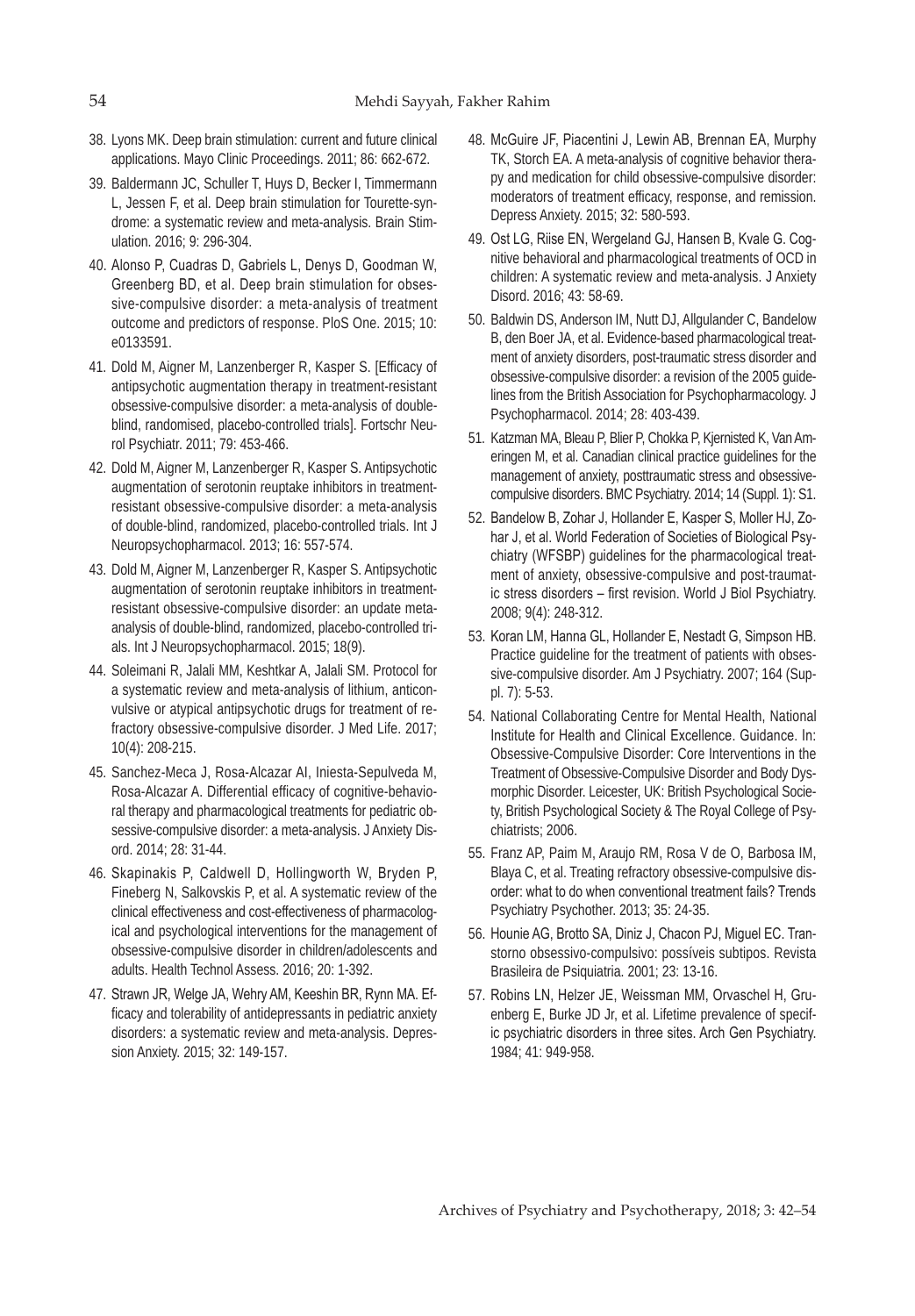38. Lyons MK. Deep brain stimulation: current and future clinical applications. Mayo Clinic Proceedings. 2011; 86: 662-672.
39. Baldermann JC, Schuller T, Huys D, Becker I, Timmermann L, Jessen F, et al. Deep brain stimulation for Tourette-syndrome: a systematic review and meta-analysis. Brain Stimulation. 2016; 9: 296-304.
40. Alonso P, Cuadras D, Gabriels L, Denys D, Goodman W, Greenberg BD, et al. Deep brain stimulation for obsessive-compulsive disorder: a meta-analysis of treatment outcome and predictors of response. PloS One. 2015; 10: e0133591.
41. Dold M, Aigner M, Lanzenberger R, Kasper S. [Efficacy of antipsychotic augmentation therapy in treatment-resistant obsessive-compulsive disorder: a meta-analysis of double-blind, randomised, placebo-controlled trials]. Fortschr Neurol Psychiatr. 2011; 79: 453-466.
42. Dold M, Aigner M, Lanzenberger R, Kasper S. Antipsychotic augmentation of serotonin reuptake inhibitors in treatment-resistant obsessive-compulsive disorder: a meta-analysis of double-blind, randomized, placebo-controlled trials. Int J Neuropsychopharmacol. 2013; 16: 557-574.
43. Dold M, Aigner M, Lanzenberger R, Kasper S. Antipsychotic augmentation of serotonin reuptake inhibitors in treatment-resistant obsessive-compulsive disorder: an update meta-analysis of double-blind, randomized, placebo-controlled trials. Int J Neuropsychopharmacol. 2015; 18(9).
44. Soleimani R, Jalali MM, Keshtkar A, Jalali SM. Protocol for a systematic review and meta-analysis of lithium, anticonvulsive or atypical antipsychotic drugs for treatment of refractory obsessive-compulsive disorder. J Med Life. 2017; 10(4): 208-215.
45. Sanchez-Meca J, Rosa-Alcazar AI, Iniesta-Sepulveda M, Rosa-Alcazar A. Differential efficacy of cognitive-behavioral therapy and pharmacological treatments for pediatric obsessive-compulsive disorder: a meta-analysis. J Anxiety Disord. 2014; 28: 31-44.
46. Skapinakis P, Caldwell D, Hollingworth W, Bryden P, Fineberg N, Salkovskis P, et al. A systematic review of the clinical effectiveness and cost-effectiveness of pharmacological and psychological interventions for the management of obsessive-compulsive disorder in children/adolescents and adults. Health Technol Assess. 2016; 20: 1-392.
47. Strawn JR, Welge JA, Wehry AM, Keeshin BR, Rynn MA. Efficacy and tolerability of antidepressants in pediatric anxiety disorders: a systematic review and meta-analysis. Depression Anxiety. 2015; 32: 149-157.
48. McGuire JF, Piacentini J, Lewin AB, Brennan EA, Murphy TK, Storch EA. A meta-analysis of cognitive behavior therapy and medication for child obsessive-compulsive disorder: moderators of treatment efficacy, response, and remission. Depress Anxiety. 2015; 32: 580-593.
49. Ost LG, Riise EN, Wergeland GJ, Hansen B, Kvale G. Cognitive behavioral and pharmacological treatments of OCD in children: A systematic review and meta-analysis. J Anxiety Disord. 2016; 43: 58-69.
50. Baldwin DS, Anderson IM, Nutt DJ, Allgulander C, Bandelow B, den Boer JA, et al. Evidence-based pharmacological treatment of anxiety disorders, post-traumatic stress disorder and obsessive-compulsive disorder: a revision of the 2005 guidelines from the British Association for Psychopharmacology. J Psychopharmacol. 2014; 28: 403-439.
51. Katzman MA, Bleau P, Blier P, Chokka P, Kjernisted K, Van Ameringen M, et al. Canadian clinical practice guidelines for the management of anxiety, posttraumatic stress and obsessive-compulsive disorders. BMC Psychiatry. 2014; 14 (Suppl. 1): S1.
52. Bandelow B, Zohar J, Hollander E, Kasper S, Moller HJ, Zohar J, et al. World Federation of Societies of Biological Psychiatry (WFSBP) guidelines for the pharmacological treatment of anxiety, obsessive-compulsive and post-traumatic stress disorders – first revision. World J Biol Psychiatry. 2008; 9(4): 248-312.
53. Koran LM, Hanna GL, Hollander E, Nestadt G, Simpson HB. Practice guideline for the treatment of patients with obsessive-compulsive disorder. Am J Psychiatry. 2007; 164 (Suppl. 7): 5-53.
54. National Collaborating Centre for Mental Health, National Institute for Health and Clinical Excellence. Guidance. In: Obsessive-Compulsive Disorder: Core Interventions in the Treatment of Obsessive-Compulsive Disorder and Body Dysmorphic Disorder. Leicester, UK: British Psychological Society, British Psychological Society & The Royal College of Psychiatrists; 2006.
55. Franz AP, Paim M, Araujo RM, Rosa V de O, Barbosa IM, Blaya C, et al. Treating refractory obsessive-compulsive disorder: what to do when conventional treatment fails? Trends Psychiatry Psychother. 2013; 35: 24-35.
56. Hounie AG, Brotto SA, Diniz J, Chacon PJ, Miguel EC. Transtorno obsessivo-compulsivo: possíveis subtipos. Revista Brasileira de Psiquiatria. 2001; 23: 13-16.
57. Robins LN, Helzer JE, Weissman MM, Orvaschel H, Gruenberg E, Burke JD Jr, et al. Lifetime prevalence of specific psychiatric disorders in three sites. Arch Gen Psychiatry. 1984; 41: 949-958.